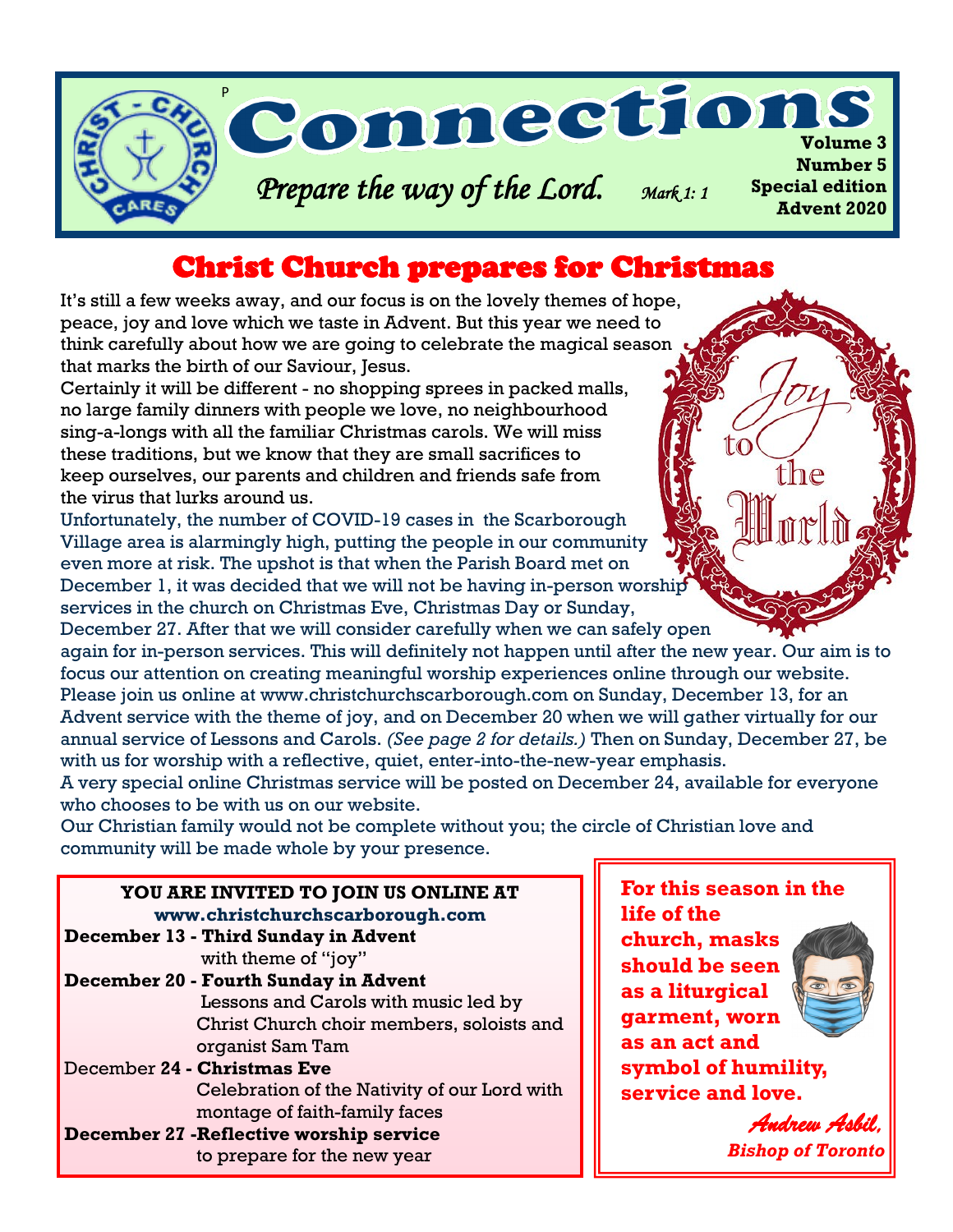# Connections

*Prepare the way of the Lord.* *Mark 1: 1*

**Volume 3**
**Number 5**
**Special edition**
**Advent 2020**

## Christ Church prepares for Christmas

It's still a few weeks away, and our focus is on the lovely themes of hope, peace, joy and love which we taste in Advent. But this year we need to think carefully about how we are going to celebrate the magical season that marks the birth of our Saviour, Jesus.

Certainly it will be different - no shopping sprees in packed malls, no large family dinners with people we love, no neighbourhood sing-a-longs with all the familiar Christmas carols. We will miss these traditions, but we know that they are small sacrifices to keep ourselves, our parents and children and friends safe from the virus that lurks around us.

Unfortunately, the number of COVID-19 cases in the Scarborough Village area is alarmingly high, putting the people in our community even more at risk. The upshot is that when the Parish Board met on December 1, it was decided that we will not be having in-person worship services in the church on Christmas Eve, Christmas Day or Sunday, December 27. After that we will consider carefully when we can safely open again for in-person services. This will definitely not happen until after the new year. Our aim is to focus our attention on creating meaningful worship experiences online through our website. Please join us online at www.christchurchscarborough.com on Sunday, December 13, for an Advent service with the theme of joy, and on December 20 when we will gather virtually for our annual service of Lessons and Carols. *(See page 2 for details.)* Then on Sunday, December 27, be with us for worship with a reflective, quiet, enter-into-the-new-year emphasis.

A very special online Christmas service will be posted on December 24, available for everyone who chooses to be with us on our website.

Our Christian family would not be complete without you; the circle of Christian love and community will be made whole by your presence.

**YOU ARE INVITED TO JOIN US ONLINE AT**
**www.christchurchscarborough.com**

**December 13 - Third Sunday in Advent**
with theme of "joy"

**December 20 - Fourth Sunday in Advent**
Lessons and Carols with music led by Christ Church choir members, soloists and organist Sam Tam

December **24 - Christmas Eve**
Celebration of the Nativity of our Lord with montage of faith-family faces

**December 27 -Reflective worship service**
to prepare for the new year

**For this season in the life of the church, masks should be seen as a liturgical garment, worn as an act and symbol of humility, service and love.**

*Andrew Asbil,*
***Bishop of Toronto***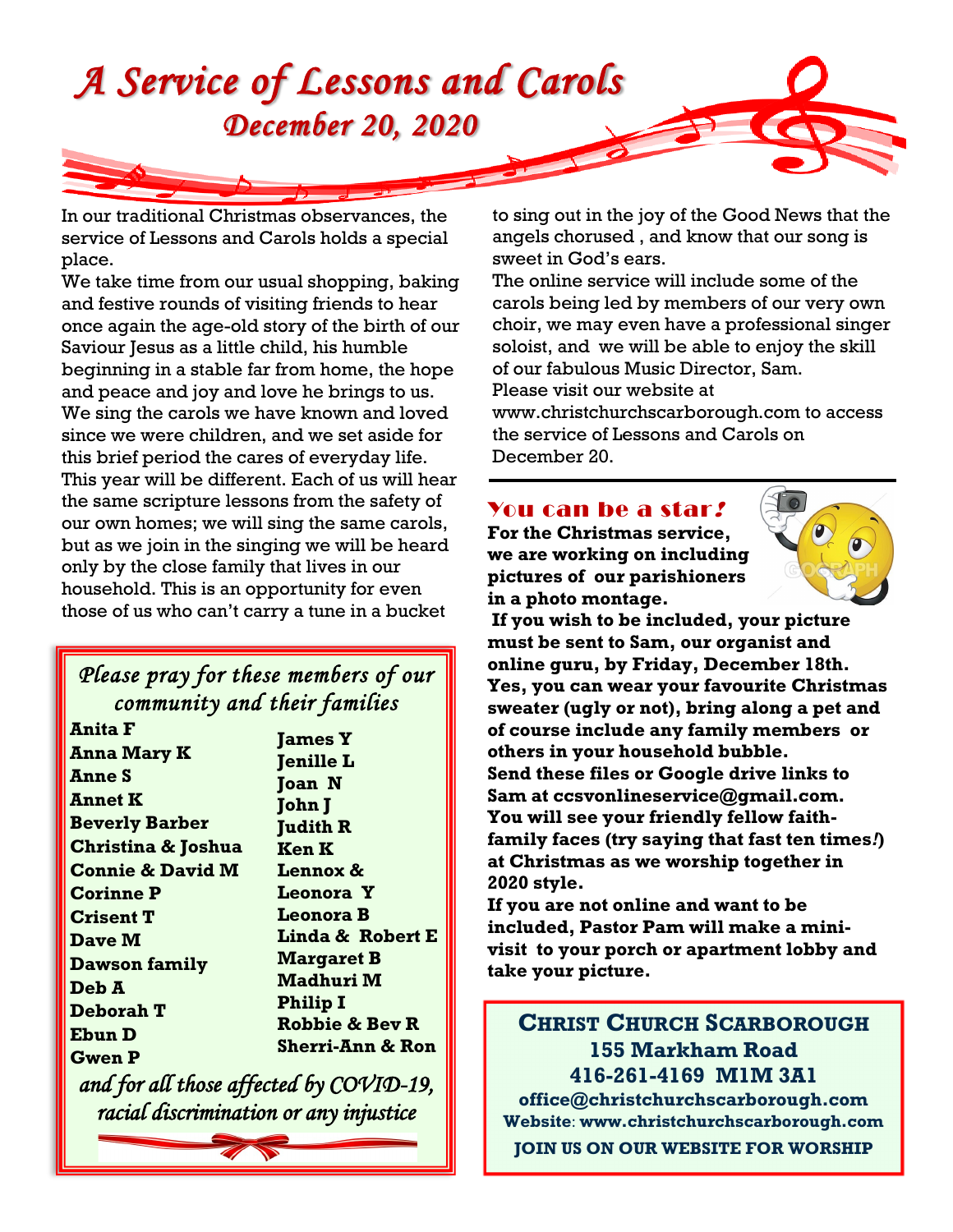# *A Service of Lessons and Carols*

## *December 20, 2020*

In our traditional Christmas observances, the service of Lessons and Carols holds a special place.

We take time from our usual shopping, baking and festive rounds of visiting friends to hear once again the age-old story of the birth of our Saviour Jesus as a little child, his humble beginning in a stable far from home, the hope and peace and joy and love he brings to us. We sing the carols we have known and loved since we were children, and we set aside for this brief period the cares of everyday life. This year will be different. Each of us will hear the same scripture lessons from the safety of our own homes; we will sing the same carols, but as we join in the singing we will be heard only by the close family that lives in our household. This is an opportunity for even those of us who can't carry a tune in a bucket to sing out in the joy of the Good News that the angels chorused , and know that our song is sweet in God's ears.

The online service will include some of the carols being led by members of our very own choir, we may even have a professional singer soloist, and we will be able to enjoy the skill of our fabulous Music Director, Sam.

Please visit our website at www.christchurchscarborough.com to access the service of Lessons and Carols on December 20.

*Please pray for these members of our community and their families*

**Anita F**
**Anna Mary K**
**Anne S**
**Annet K**
**Beverly Barber**
**Christina & Joshua**
**Connie & David M**
**Corinne P**
**Crisent T**
**Dave M**
**Dawson family**
**Deb A**
**Deborah T**
**Ebun D**
**Gwen P**
**James Y**
**Jenille L**
**Joan N**
**John J**
**Judith R**
**Ken K**
**Lennox &**
**Leonora Y**
**Leonora B**
**Linda & Robert E**
**Margaret B**
**Madhuri M**
**Philip I**
**Robbie & Bev R**
**Sherri-Ann & Ron**

*and for all those affected by COVID-19, racial discrimination or any injustice*

## You can be a star!

**For the Christmas service, we are working on including pictures of our parishioners in a photo montage.**

**If you wish to be included, your picture must be sent to Sam, our organist and online guru, by Friday, December 18th. Yes, you can wear your favourite Christmas sweater (ugly or not), bring along a pet and of course include any family members or others in your household bubble.**

**Send these files or Google drive links to Sam at ccsvonlineservice@gmail.com. You will see your friendly fellow faith-family faces (try saying that fast ten times!) at Christmas as we worship together in 2020 style.**

**If you are not online and want to be included, Pastor Pam will make a mini-visit to your porch or apartment lobby and take your picture.**

**CHRIST CHURCH SCARBOROUGH**
**155 Markham Road**
**416-261-4169 M1M 3A1**
**office@christchurchscarborough.com**
**Website: www.christchurchscarborough.com**
**JOIN US ON OUR WEBSITE FOR WORSHIP**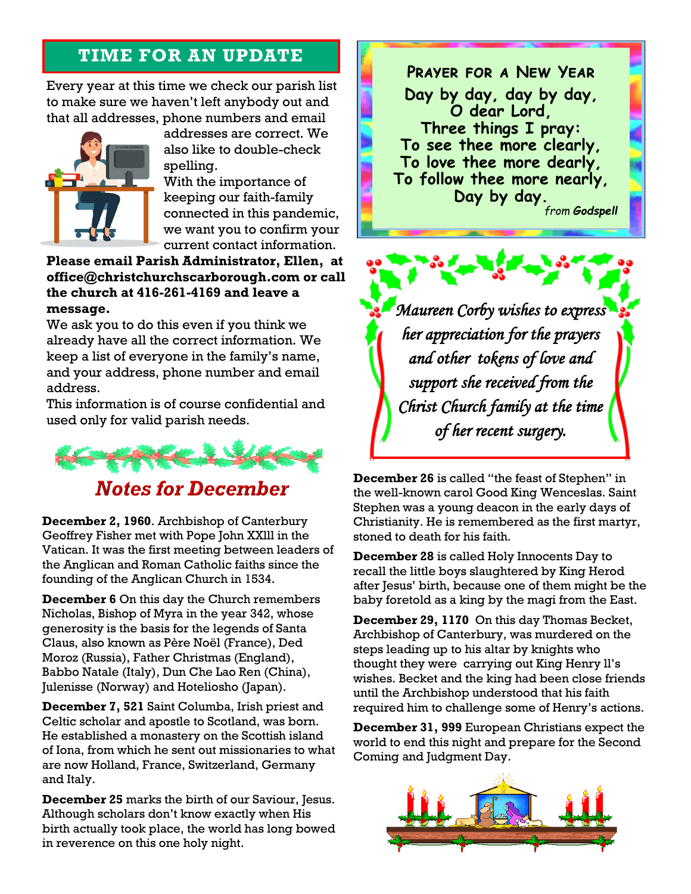## TIME FOR AN UPDATE

Every year at this time we check our parish list to make sure we haven't left anybody out and that all addresses, phone numbers and email addresses are correct. We also like to double-check spelling.

With the importance of keeping our faith-family connected in this pandemic, we want you to confirm your current contact information.

**Please email Parish Administrator, Ellen, at office@christchurchscarborough.com or call the church at 416-261-4169 and leave a message.**

We ask you to do this even if you think we already have all the correct information. We keep a list of everyone in the family's name, and your address, phone number and email address.

This information is of course confidential and used only for valid parish needs.

## *Notes for December*

**December 2, 1960**. Archbishop of Canterbury Geoffrey Fisher met with Pope John XXlll in the Vatican. It was the first meeting between leaders of the Anglican and Roman Catholic faiths since the founding of the Anglican Church in 1534.

**December 6** On this day the Church remembers Nicholas, Bishop of Myra in the year 342, whose generosity is the basis for the legends of Santa Claus, also known as Père Noël (France), Ded Moroz (Russia), Father Christmas (England), Babbo Natale (Italy), Dun Che Lao Ren (China), Julenisse (Norway) and Hoteliosho (Japan).

**December 7, 521** Saint Columba, Irish priest and Celtic scholar and apostle to Scotland, was born. He established a monastery on the Scottish island of Iona, from which he sent out missionaries to what are now Holland, France, Switzerland, Germany and Italy.

**December 25** marks the birth of our Saviour, Jesus. Although scholars don't know exactly when His birth actually took place, the world has long bowed in reverence on this one holy night.

### PRAYER FOR A NEW YEAR

Day by day, day by day,
O dear Lord,
Three things I pray:
To see thee more clearly,
To love thee more dearly,
To follow thee more nearly,
Day by day.

*from **Godspell***

*Maureen Corby wishes to express her appreciation for the prayers and other tokens of love and support she received from the Christ Church family at the time of her recent surgery.*

**December 26** is called "the feast of Stephen" in the well-known carol Good King Wenceslas. Saint Stephen was a young deacon in the early days of Christianity. He is remembered as the first martyr, stoned to death for his faith.

**December 28** is called Holy Innocents Day to recall the little boys slaughtered by King Herod after Jesus' birth, because one of them might be the baby foretold as a king by the magi from the East.

**December 29, 1170** On this day Thomas Becket, Archbishop of Canterbury, was murdered on the steps leading up to his altar by knights who thought they were carrying out King Henry ll's wishes. Becket and the king had been close friends until the Archbishop understood that his faith required him to challenge some of Henry's actions.

**December 31, 999** European Christians expect the world to end this night and prepare for the Second Coming and Judgment Day.